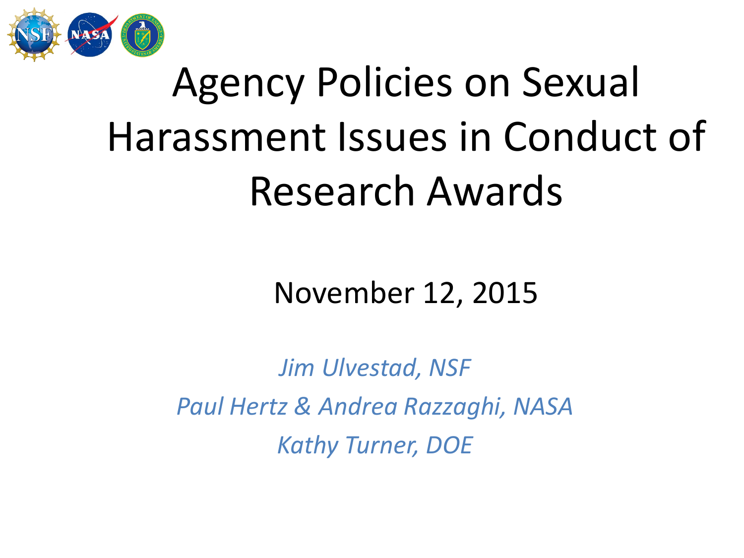# Agency Policies on Sexual Harassment Issues in Conduct of Research Awards

November 12, 2015

*Jim Ulvestad, NSF*

*Paul Hertz & Andrea Razzaghi, NASA*

*Kathy Turner, DOE*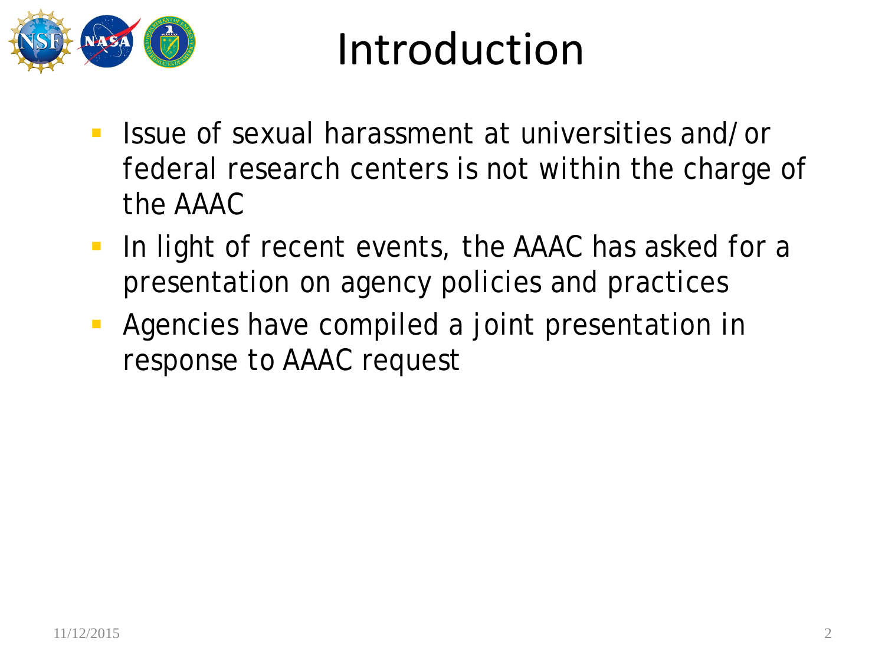# Introduction

- Issue of sexual harassment at universities and/or federal research centers is not within the charge of the AAAC
- In light of recent events, the AAAC has asked for a presentation on agency policies and practices
- Agencies have compiled a joint presentation in response to AAAC request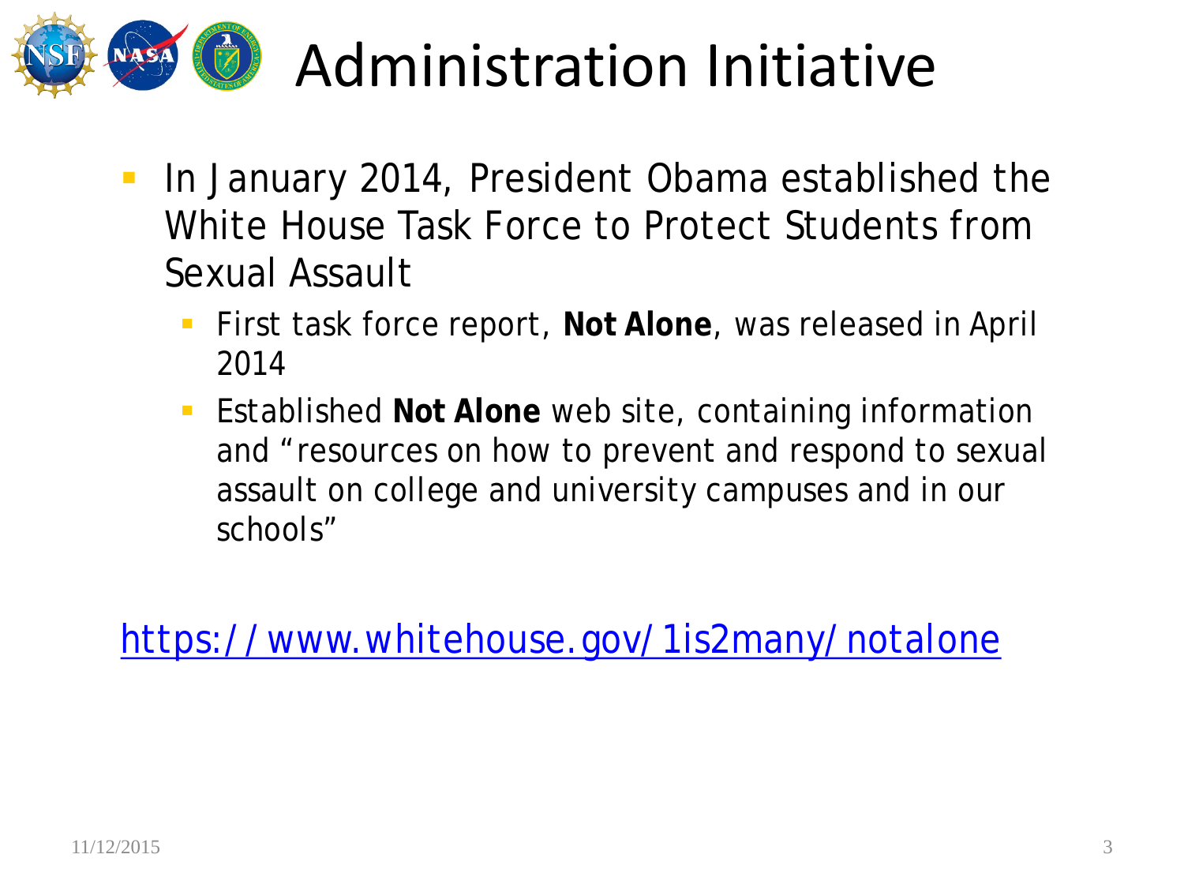# Administration Initiative

- In January 2014, President Obama established the White House Task Force to Protect Students from Sexual Assault
  - First task force report, **Not Alone**, was released in April 2014
  - Established **Not Alone** web site, containing information and "resources on how to prevent and respond to sexual assault on college and university campuses and in our schools"

https://www.whitehouse.gov/1is2many/notalone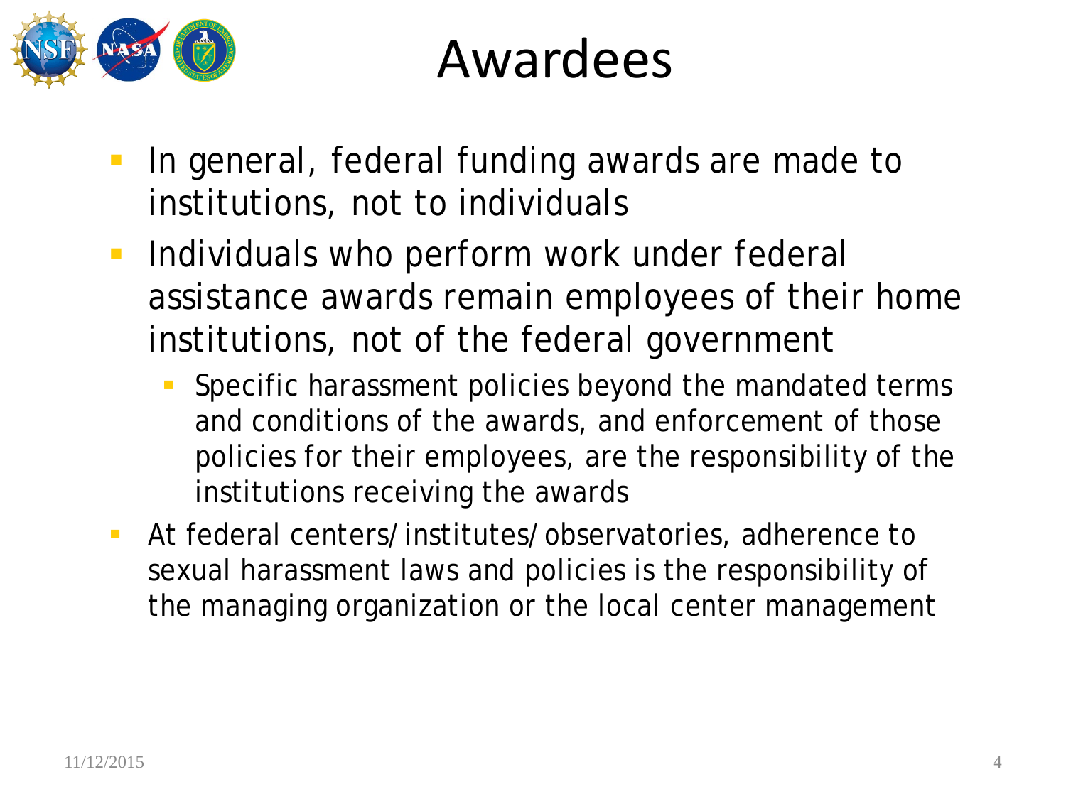# Awardees

- In general, federal funding awards are made to institutions, not to individuals
- Individuals who perform work under federal assistance awards remain employees of their home institutions, not of the federal government
  - Specific harassment policies beyond the mandated terms and conditions of the awards, and enforcement of those policies for their employees, are the responsibility of the institutions receiving the awards
- At federal centers/institutes/observatories, adherence to sexual harassment laws and policies is the responsibility of the managing organization or the local center management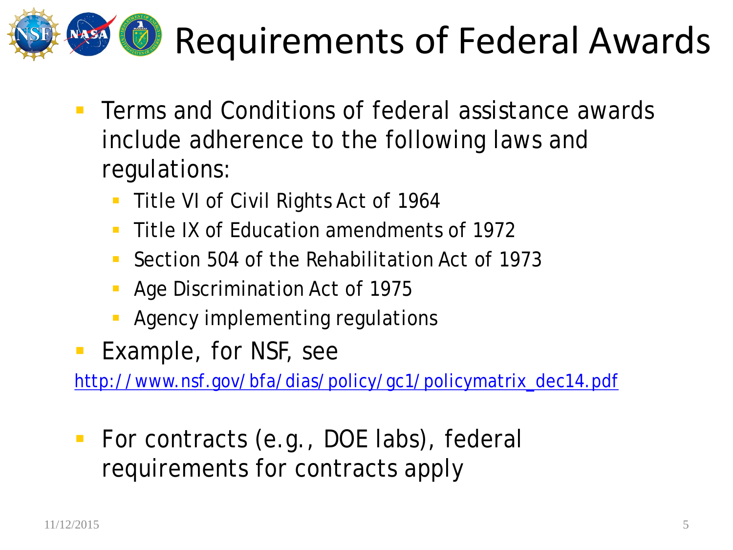# Requirements of Federal Awards

- Terms and Conditions of federal assistance awards include adherence to the following laws and regulations:
  - Title VI of Civil Rights Act of 1964
  - Title IX of Education amendments of 1972
  - Section 504 of the Rehabilitation Act of 1973
  - Age Discrimination Act of 1975
  - Agency implementing regulations
- Example, for NSF, see

http://www.nsf.gov/bfa/dias/policy/gc1/policymatrix_dec14.pdf

- For contracts (e.g., DOE labs), federal requirements for contracts apply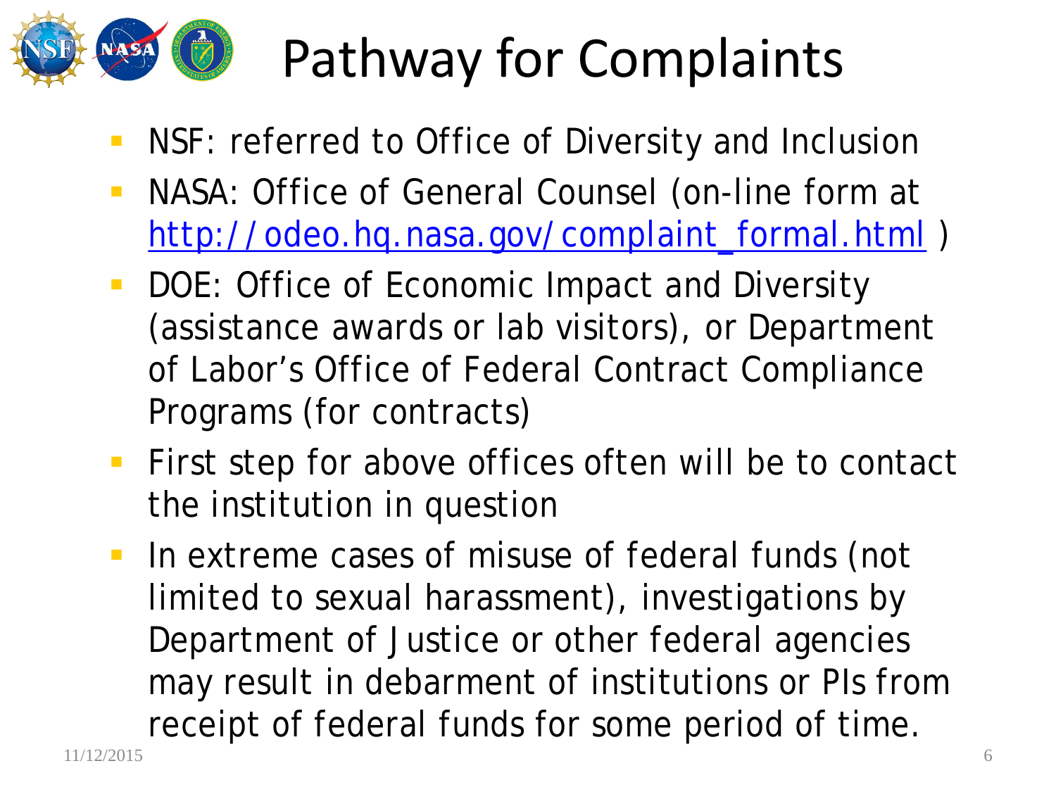# Pathway for Complaints

- NSF: referred to Office of Diversity and Inclusion
- NASA: Office of General Counsel (on-line form at http://odeo.hq.nasa.gov/complaint_formal.html )
- DOE: Office of Economic Impact and Diversity (assistance awards or lab visitors), or Department of Labor's Office of Federal Contract Compliance Programs (for contracts)
- First step for above offices often will be to contact the institution in question
- In extreme cases of misuse of federal funds (not limited to sexual harassment), investigations by Department of Justice or other federal agencies may result in debarment of institutions or PIs from receipt of federal funds for some period of time.